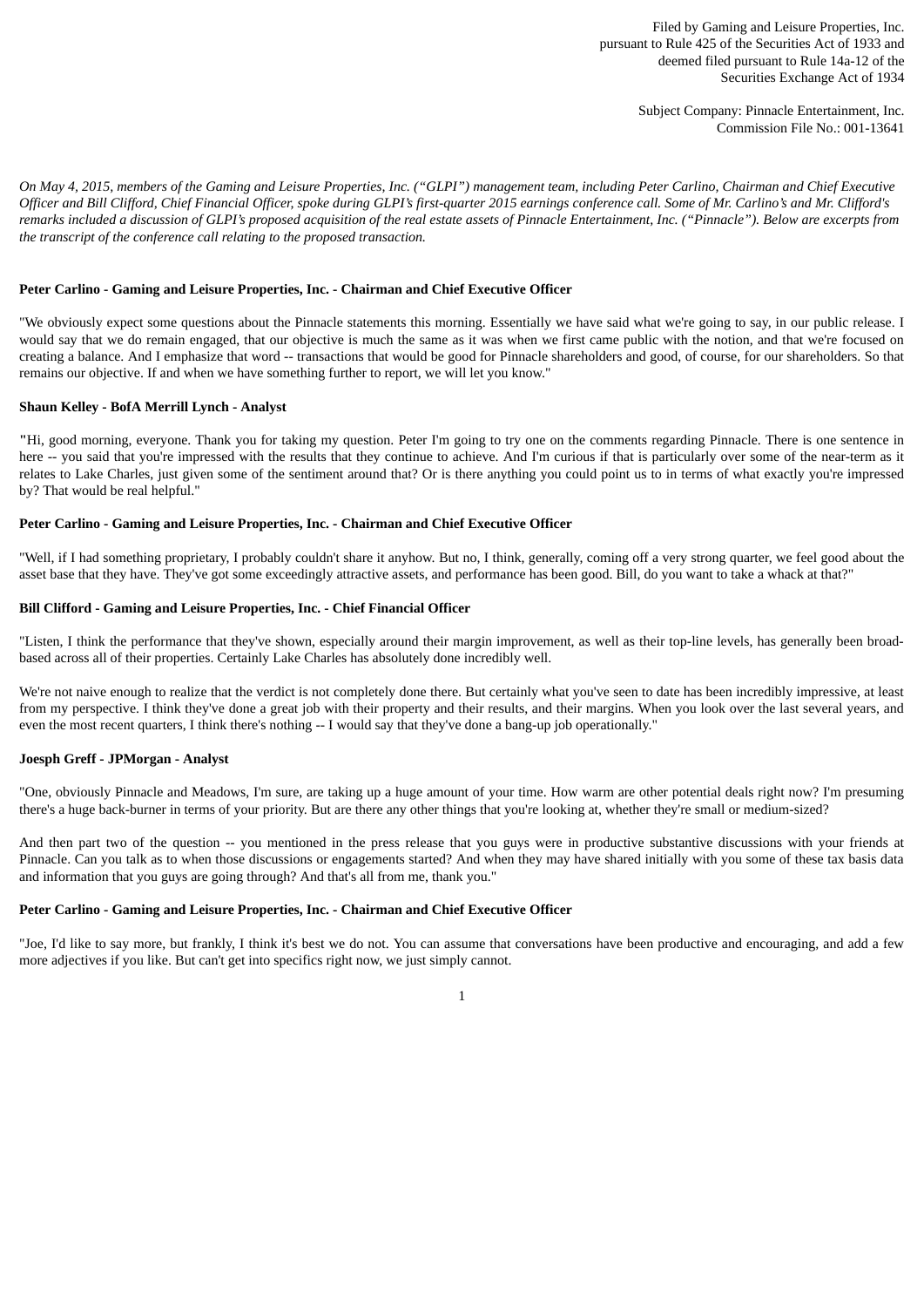Filed by Gaming and Leisure Properties, Inc.
pursuant to Rule 425 of the Securities Act of 1933 and
deemed filed pursuant to Rule 14a-12 of the
Securities Exchange Act of 1934

Subject Company: Pinnacle Entertainment, Inc.
Commission File No.: 001-13641

*On May 4, 2015, members of the Gaming and Leisure Properties, Inc. ("GLPI") management team, including Peter Carlino, Chairman and Chief Executive Officer and Bill Clifford, Chief Financial Officer, spoke during GLPI's first-quarter 2015 earnings conference call. Some of Mr. Carlino's and Mr. Clifford's remarks included a discussion of GLPI's proposed acquisition of the real estate assets of Pinnacle Entertainment, Inc. ("Pinnacle"). Below are excerpts from the transcript of the conference call relating to the proposed transaction.*

**Peter Carlino - Gaming and Leisure Properties, Inc. - Chairman and Chief Executive Officer**

"We obviously expect some questions about the Pinnacle statements this morning. Essentially we have said what we're going to say, in our public release. I would say that we do remain engaged, that our objective is much the same as it was when we first came public with the notion, and that we're focused on creating a balance. And I emphasize that word -- transactions that would be good for Pinnacle shareholders and good, of course, for our shareholders. So that remains our objective. If and when we have something further to report, we will let you know."

**Shaun Kelley - BofA Merrill Lynch - Analyst**

"Hi, good morning, everyone. Thank you for taking my question. Peter I'm going to try one on the comments regarding Pinnacle. There is one sentence in here -- you said that you're impressed with the results that they continue to achieve. And I'm curious if that is particularly over some of the near-term as it relates to Lake Charles, just given some of the sentiment around that? Or is there anything you could point us to in terms of what exactly you're impressed by? That would be real helpful."

**Peter Carlino - Gaming and Leisure Properties, Inc. - Chairman and Chief Executive Officer**

"Well, if I had something proprietary, I probably couldn't share it anyhow. But no, I think, generally, coming off a very strong quarter, we feel good about the asset base that they have. They've got some exceedingly attractive assets, and performance has been good. Bill, do you want to take a whack at that?"

**Bill Clifford - Gaming and Leisure Properties, Inc. - Chief Financial Officer**

"Listen, I think the performance that they've shown, especially around their margin improvement, as well as their top-line levels, has generally been broad-based across all of their properties. Certainly Lake Charles has absolutely done incredibly well.

We're not naive enough to realize that the verdict is not completely done there. But certainly what you've seen to date has been incredibly impressive, at least from my perspective. I think they've done a great job with their property and their results, and their margins. When you look over the last several years, and even the most recent quarters, I think there's nothing -- I would say that they've done a bang-up job operationally."

**Joesph Greff - JPMorgan - Analyst**

"One, obviously Pinnacle and Meadows, I'm sure, are taking up a huge amount of your time. How warm are other potential deals right now? I'm presuming there's a huge back-burner in terms of your priority. But are there any other things that you're looking at, whether they're small or medium-sized?

And then part two of the question -- you mentioned in the press release that you guys were in productive substantive discussions with your friends at Pinnacle. Can you talk as to when those discussions or engagements started? And when they may have shared initially with you some of these tax basis data and information that you guys are going through? And that's all from me, thank you."

**Peter Carlino - Gaming and Leisure Properties, Inc. - Chairman and Chief Executive Officer**

"Joe, I'd like to say more, but frankly, I think it's best we do not. You can assume that conversations have been productive and encouraging, and add a few more adjectives if you like. But can't get into specifics right now, we just simply cannot.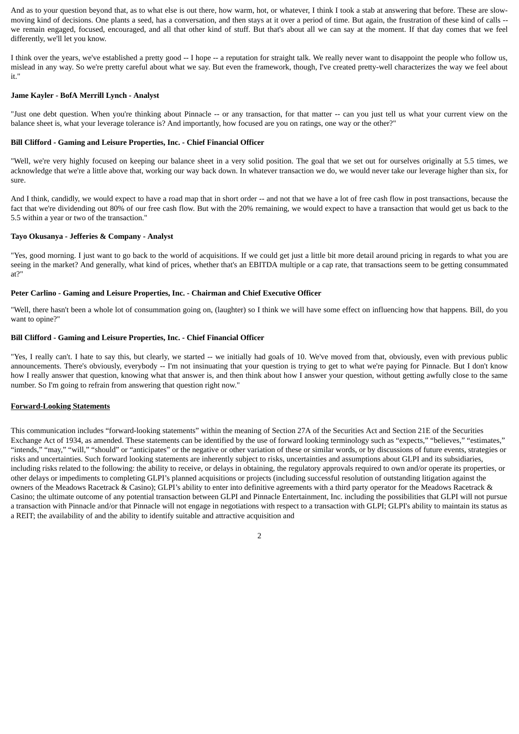And as to your question beyond that, as to what else is out there, how warm, hot, or whatever, I think I took a stab at answering that before. These are slow-moving kind of decisions. One plants a seed, has a conversation, and then stays at it over a period of time. But again, the frustration of these kind of calls -- we remain engaged, focused, encouraged, and all that other kind of stuff. But that's about all we can say at the moment. If that day comes that we feel differently, we'll let you know.

I think over the years, we've established a pretty good -- I hope -- a reputation for straight talk. We really never want to disappoint the people who follow us, mislead in any way. So we're pretty careful about what we say. But even the framework, though, I've created pretty-well characterizes the way we feel about it."

**Jame Kayler - BofA Merrill Lynch - Analyst**

"Just one debt question. When you're thinking about Pinnacle -- or any transaction, for that matter -- can you just tell us what your current view on the balance sheet is, what your leverage tolerance is? And importantly, how focused are you on ratings, one way or the other?"

**Bill Clifford - Gaming and Leisure Properties, Inc. - Chief Financial Officer**

"Well, we're very highly focused on keeping our balance sheet in a very solid position. The goal that we set out for ourselves originally at 5.5 times, we acknowledge that we're a little above that, working our way back down. In whatever transaction we do, we would never take our leverage higher than six, for sure.

And I think, candidly, we would expect to have a road map that in short order -- and not that we have a lot of free cash flow in post transactions, because the fact that we're dividending out 80% of our free cash flow. But with the 20% remaining, we would expect to have a transaction that would get us back to the 5.5 within a year or two of the transaction."

**Tayo Okusanya - Jefferies & Company - Analyst**

"Yes, good morning. I just want to go back to the world of acquisitions. If we could get just a little bit more detail around pricing in regards to what you are seeing in the market? And generally, what kind of prices, whether that's an EBITDA multiple or a cap rate, that transactions seem to be getting consummated at?"

**Peter Carlino - Gaming and Leisure Properties, Inc. - Chairman and Chief Executive Officer**

"Well, there hasn't been a whole lot of consummation going on, (laughter) so I think we will have some effect on influencing how that happens. Bill, do you want to opine?"

**Bill Clifford - Gaming and Leisure Properties, Inc. - Chief Financial Officer**

"Yes, I really can't. I hate to say this, but clearly, we started -- we initially had goals of 10. We've moved from that, obviously, even with previous public announcements. There's obviously, everybody -- I'm not insinuating that your question is trying to get to what we're paying for Pinnacle. But I don't know how I really answer that question, knowing what that answer is, and then think about how I answer your question, without getting awfully close to the same number. So I'm going to refrain from answering that question right now."

**Forward-Looking Statements**

This communication includes "forward-looking statements" within the meaning of Section 27A of the Securities Act and Section 21E of the Securities Exchange Act of 1934, as amended. These statements can be identified by the use of forward looking terminology such as "expects," "believes," "estimates," "intends," "may," "will," "should" or "anticipates" or the negative or other variation of these or similar words, or by discussions of future events, strategies or risks and uncertainties. Such forward looking statements are inherently subject to risks, uncertainties and assumptions about GLPI and its subsidiaries, including risks related to the following: the ability to receive, or delays in obtaining, the regulatory approvals required to own and/or operate its properties, or other delays or impediments to completing GLPI's planned acquisitions or projects (including successful resolution of outstanding litigation against the owners of the Meadows Racetrack & Casino); GLPI's ability to enter into definitive agreements with a third party operator for the Meadows Racetrack & Casino; the ultimate outcome of any potential transaction between GLPI and Pinnacle Entertainment, Inc. including the possibilities that GLPI will not pursue a transaction with Pinnacle and/or that Pinnacle will not engage in negotiations with respect to a transaction with GLPI; GLPI's ability to maintain its status as a REIT; the availability of and the ability to identify suitable and attractive acquisition and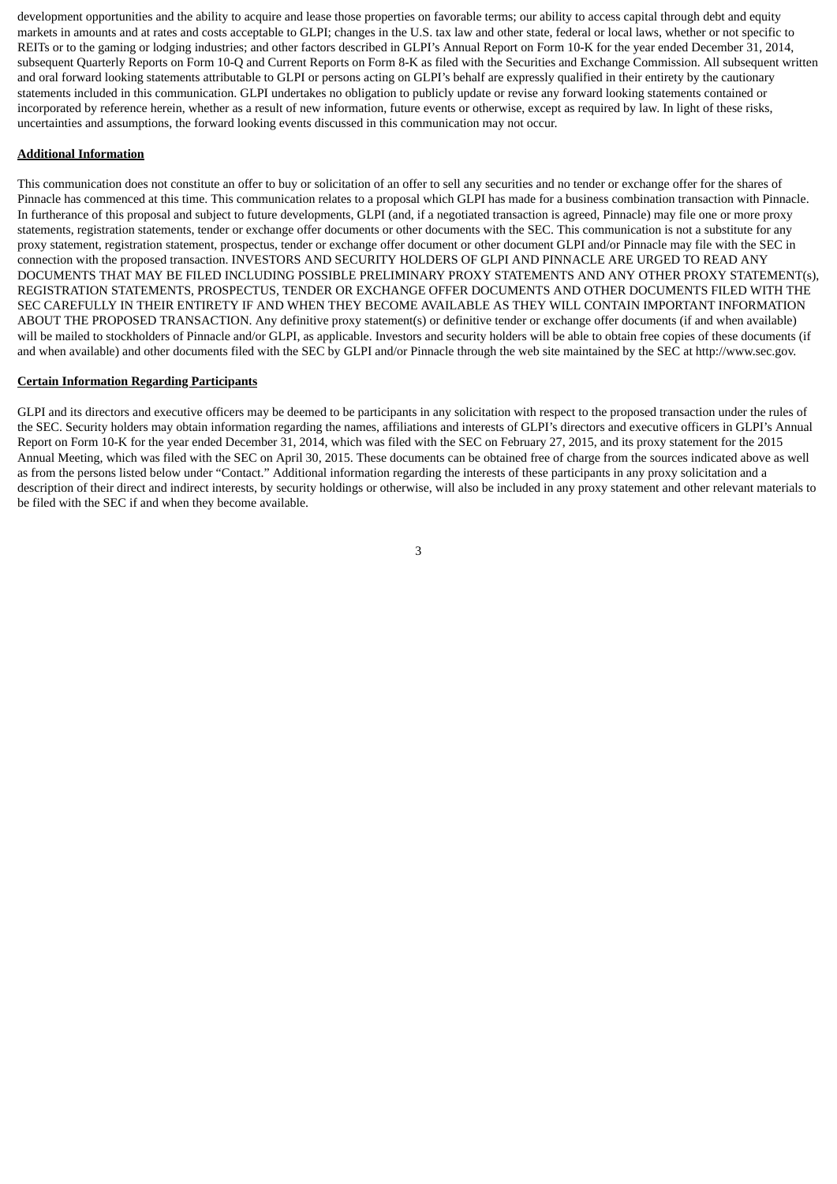development opportunities and the ability to acquire and lease those properties on favorable terms; our ability to access capital through debt and equity markets in amounts and at rates and costs acceptable to GLPI; changes in the U.S. tax law and other state, federal or local laws, whether or not specific to REITs or to the gaming or lodging industries; and other factors described in GLPI's Annual Report on Form 10-K for the year ended December 31, 2014, subsequent Quarterly Reports on Form 10-Q and Current Reports on Form 8-K as filed with the Securities and Exchange Commission. All subsequent written and oral forward looking statements attributable to GLPI or persons acting on GLPI's behalf are expressly qualified in their entirety by the cautionary statements included in this communication. GLPI undertakes no obligation to publicly update or revise any forward looking statements contained or incorporated by reference herein, whether as a result of new information, future events or otherwise, except as required by law. In light of these risks, uncertainties and assumptions, the forward looking events discussed in this communication may not occur.

**Additional Information**

This communication does not constitute an offer to buy or solicitation of an offer to sell any securities and no tender or exchange offer for the shares of Pinnacle has commenced at this time. This communication relates to a proposal which GLPI has made for a business combination transaction with Pinnacle. In furtherance of this proposal and subject to future developments, GLPI (and, if a negotiated transaction is agreed, Pinnacle) may file one or more proxy statements, registration statements, tender or exchange offer documents or other documents with the SEC. This communication is not a substitute for any proxy statement, registration statement, prospectus, tender or exchange offer document or other document GLPI and/or Pinnacle may file with the SEC in connection with the proposed transaction. INVESTORS AND SECURITY HOLDERS OF GLPI AND PINNACLE ARE URGED TO READ ANY DOCUMENTS THAT MAY BE FILED INCLUDING POSSIBLE PRELIMINARY PROXY STATEMENTS AND ANY OTHER PROXY STATEMENT(s), REGISTRATION STATEMENTS, PROSPECTUS, TENDER OR EXCHANGE OFFER DOCUMENTS AND OTHER DOCUMENTS FILED WITH THE SEC CAREFULLY IN THEIR ENTIRETY IF AND WHEN THEY BECOME AVAILABLE AS THEY WILL CONTAIN IMPORTANT INFORMATION ABOUT THE PROPOSED TRANSACTION. Any definitive proxy statement(s) or definitive tender or exchange offer documents (if and when available) will be mailed to stockholders of Pinnacle and/or GLPI, as applicable. Investors and security holders will be able to obtain free copies of these documents (if and when available) and other documents filed with the SEC by GLPI and/or Pinnacle through the web site maintained by the SEC at http://www.sec.gov.

**Certain Information Regarding Participants**

GLPI and its directors and executive officers may be deemed to be participants in any solicitation with respect to the proposed transaction under the rules of the SEC. Security holders may obtain information regarding the names, affiliations and interests of GLPI's directors and executive officers in GLPI's Annual Report on Form 10-K for the year ended December 31, 2014, which was filed with the SEC on February 27, 2015, and its proxy statement for the 2015 Annual Meeting, which was filed with the SEC on April 30, 2015. These documents can be obtained free of charge from the sources indicated above as well as from the persons listed below under "Contact." Additional information regarding the interests of these participants in any proxy solicitation and a description of their direct and indirect interests, by security holdings or otherwise, will also be included in any proxy statement and other relevant materials to be filed with the SEC if and when they become available.